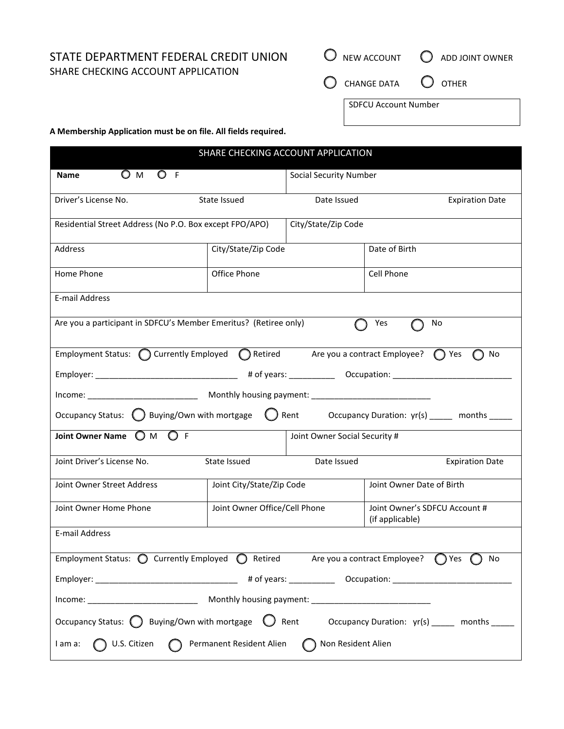STATE DEPARTMENT FEDERAL CREDIT UNION
SHARE CHECKING ACCOUNT APPLICATION

○ NEW ACCOUNT ○ ADD JOINT OWNER

○ CHANGE DATA ○ OTHER

| SDFCU Account Number |
|---|
| |

**A Membership Application must be on file. All fields required.**

## SHARE CHECKING ACCOUNT APPLICATION

| **Name** ○ M ○ F | | Social Security Number | |
|---|---|---|---|
| Driver's License No. | State Issued | Date Issued | Expiration Date |
| Residential Street Address (No P.O. Box except FPO/APO) | | City/State/Zip Code | |
| Address | City/State/Zip Code | Date of Birth | |
| Home Phone | Office Phone | Cell Phone | |
| E-mail Address | | | |

Are you a participant in SDFCU's Member Emeritus? (Retiree only) ○ Yes ○ No

Employment Status: ○ Currently Employed ○ Retired Are you a contract Employee? ○ Yes ○ No

Employer: _______________________________ # of years: __________ Occupation: __________________________

Income: ________________________ Monthly housing payment: __________________________

Occupancy Status: ○ Buying/Own with mortgage ○ Rent Occupancy Duration: yr(s) _____ months _____

| **Joint Owner Name** ○ M ○ F | | Joint Owner Social Security # | |
|---|---|---|---|
| Joint Driver's License No. | State Issued | Date Issued | Expiration Date |
| Joint Owner Street Address | Joint City/State/Zip Code | Joint Owner Date of Birth | |
| Joint Owner Home Phone | Joint Owner Office/Cell Phone | Joint Owner's SDFCU Account # (if applicable) | |
| E-mail Address | | | |

Employment Status: ○ Currently Employed ○ Retired Are you a contract Employee? ○ Yes ○ No

Employer: _______________________________ # of years: __________ Occupation: __________________________

Income: ________________________ Monthly housing payment: __________________________

Occupancy Status: ○ Buying/Own with mortgage ○ Rent Occupancy Duration: yr(s) _____ months _____

I am a: ○ U.S. Citizen ○ Permanent Resident Alien ○ Non Resident Alien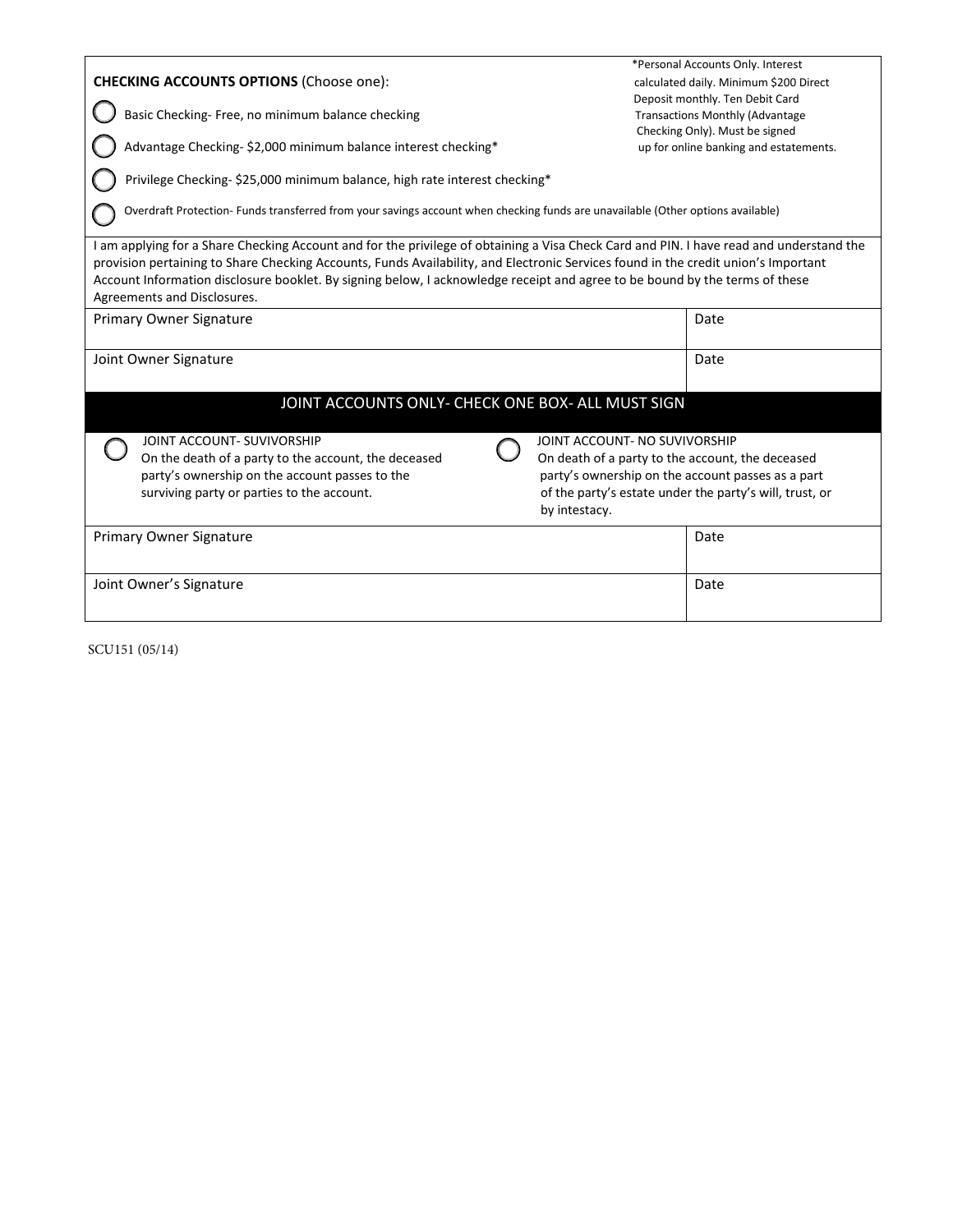**CHECKING ACCOUNTS OPTIONS** (Choose one):

*Personal Accounts Only. Interest calculated daily. Minimum $200 Direct Deposit monthly. Ten Debit Card Transactions Monthly (Advantage Checking Only). Must be signed up for online banking and estatements.

- ◯ Basic Checking- Free, no minimum balance checking
- ◯ Advantage Checking- $2,000 minimum balance interest checking*
- ◯ Privilege Checking- $25,000 minimum balance, high rate interest checking*
- ◯ Overdraft Protection- Funds transferred from your savings account when checking funds are unavailable (Other options available)

I am applying for a Share Checking Account and for the privilege of obtaining a Visa Check Card and PIN. I have read and understand the provision pertaining to Share Checking Accounts, Funds Availability, and Electronic Services found in the credit union's Important Account Information disclosure booklet. By signing below, I acknowledge receipt and agree to be bound by the terms of these Agreements and Disclosures.

| | |
|---|---|
| Primary Owner Signature | Date |
| Joint Owner Signature | Date |

## JOINT ACCOUNTS ONLY- CHECK ONE BOX- ALL MUST SIGN

◯ JOINT ACCOUNT- SUVIVORSHIP
On the death of a party to the account, the deceased party's ownership on the account passes to the surviving party or parties to the account.

◯ JOINT ACCOUNT- NO SUVIVORSHIP
On death of a party to the account, the deceased party's ownership on the account passes as a part of the party's estate under the party's will, trust, or by intestacy.

| | |
|---|---|
| Primary Owner Signature | Date |
| Joint Owner's Signature | Date |

SCU151 (05/14)